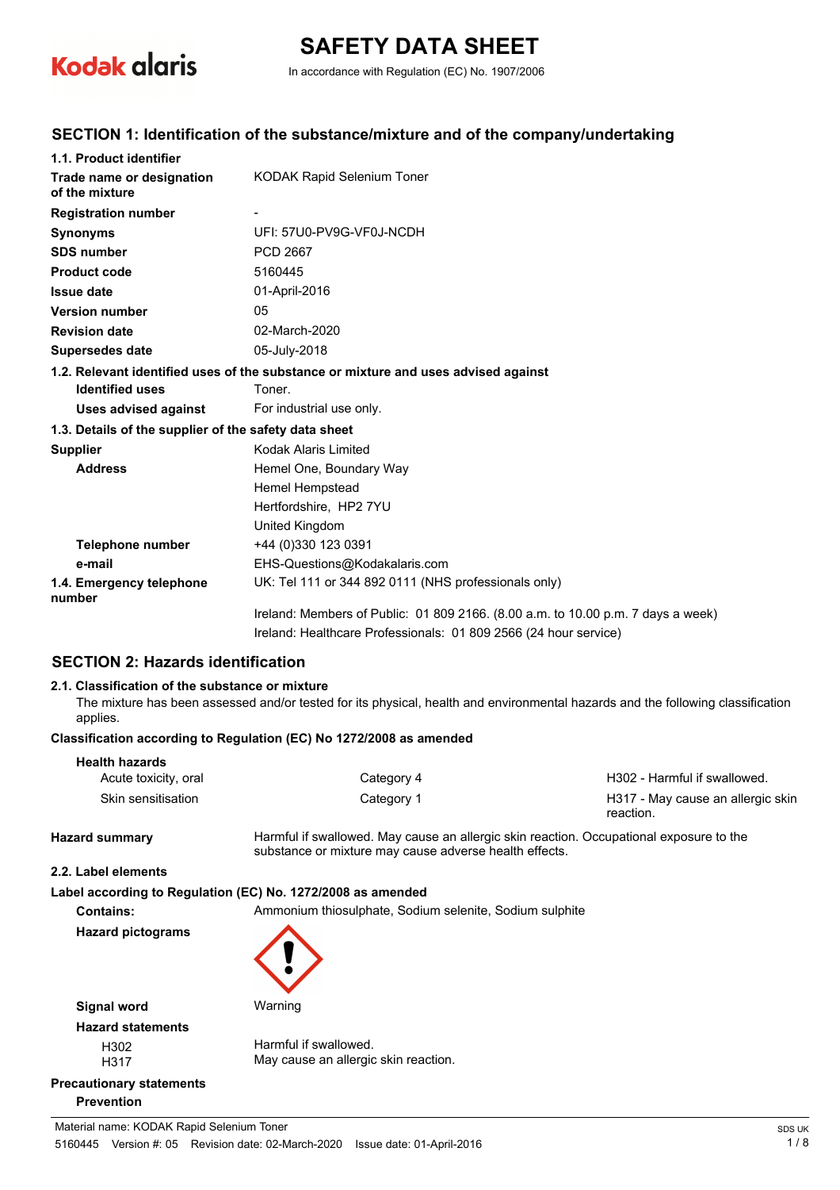# SAFETY DATA SHEET

In accordance with Regulation (EC) No. 1907/2006

## SECTION 1: Identification of the substance/mixture and of the company/undertaking

### 1.1. Product identifier

| | |
|---|---|
| **Trade name or designation of the mixture** | KODAK Rapid Selenium Toner |
| **Registration number** | - |
| **Synonyms** | UFI: 57U0-PV9G-VF0J-NCDH |
| **SDS number** | PCD 2667 |
| **Product code** | 5160445 |
| **Issue date** | 01-April-2016 |
| **Version number** | 05 |
| **Revision date** | 02-March-2020 |
| **Supersedes date** | 05-July-2018 |

### 1.2. Relevant identified uses of the substance or mixture and uses advised against

| | |
|---|---|
| **Identified uses** | Toner. |
| **Uses advised against** | For industrial use only. |

### 1.3. Details of the supplier of the safety data sheet

| | |
|---|---|
| **Supplier** | Kodak Alaris Limited |
| **Address** | Hemel One, Boundary Way<br>Hemel Hempstead<br>Hertfordshire, HP2 7YU<br>United Kingdom |
| **Telephone number** | +44 (0)330 123 0391 |
| **e-mail** | EHS-Questions@Kodakalaris.com |
| **1.4. Emergency telephone number** | UK: Tel 111 or 344 892 0111 (NHS professionals only)<br>Ireland: Members of Public: 01 809 2166. (8.00 a.m. to 10.00 p.m. 7 days a week)<br>Ireland: Healthcare Professionals: 01 809 2566 (24 hour service) |

## SECTION 2: Hazards identification

### 2.1. Classification of the substance or mixture

The mixture has been assessed and/or tested for its physical, health and environmental hazards and the following classification applies.

**Classification according to Regulation (EC) No 1272/2008 as amended**

**Health hazards**

| | | |
|---|---|---|
| Acute toxicity, oral | Category 4 | H302 - Harmful if swallowed. |
| Skin sensitisation | Category 1 | H317 - May cause an allergic skin reaction. |

**Hazard summary** Harmful if swallowed. May cause an allergic skin reaction. Occupational exposure to the substance or mixture may cause adverse health effects.

### 2.2. Label elements

**Label according to Regulation (EC) No. 1272/2008 as amended**

**Contains:** Ammonium thiosulphate, Sodium selenite, Sodium sulphite

**Hazard pictograms**

**Signal word** Warning

**Hazard statements**

| | |
|---|---|
| H302 | Harmful if swallowed. |
| H317 | May cause an allergic skin reaction. |

**Precautionary statements**

**Prevention**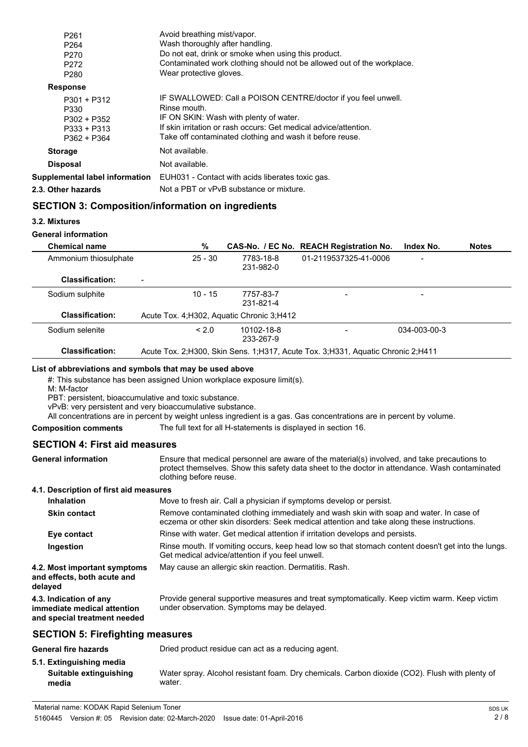| | |
|---|---|
| P261 | Avoid breathing mist/vapor. |
| P264 | Wash thoroughly after handling. |
| P270 | Do not eat, drink or smoke when using this product. |
| P272 | Contaminated work clothing should not be allowed out of the workplace. |
| P280 | Wear protective gloves. |

**Response**

| | |
|---|---|
| P301 + P312 | IF SWALLOWED: Call a POISON CENTRE/doctor if you feel unwell. |
| P330 | Rinse mouth. |
| P302 + P352 | IF ON SKIN: Wash with plenty of water. |
| P333 + P313 | If skin irritation or rash occurs: Get medical advice/attention. |
| P362 + P364 | Take off contaminated clothing and wash it before reuse. |

**Storage** Not available.

**Disposal** Not available.

**Supplemental label information** EUH031 - Contact with acids liberates toxic gas.

**2.3. Other hazards** Not a PBT or vPvB substance or mixture.

## SECTION 3: Composition/information on ingredients

### 3.2. Mixtures

**General information**

| Chemical name | % | CAS-No. / EC No. | REACH Registration No. | Index No. | Notes |
|---|---|---|---|---|---|
| Ammonium thiosulphate | 25 - 30 | 7783-18-8 231-982-0 | 01-2119537325-41-0006 | - | |
| **Classification:** - | | | | | |
| Sodium sulphite | 10 - 15 | 7757-83-7 231-821-4 | - | - | |
| **Classification:** Acute Tox. 4;H302, Aquatic Chronic 3;H412 | | | | | |
| Sodium selenite | < 2.0 | 10102-18-8 233-267-9 | - | 034-003-00-3 | |
| **Classification:** Acute Tox. 2;H300, Skin Sens. 1;H317, Acute Tox. 3;H331, Aquatic Chronic 2;H411 | | | | | |

**List of abbreviations and symbols that may be used above**

#: This substance has been assigned Union workplace exposure limit(s).
M: M-factor
PBT: persistent, bioaccumulative and toxic substance.
vPvB: very persistent and very bioaccumulative substance.
All concentrations are in percent by weight unless ingredient is a gas. Gas concentrations are in percent by volume.

**Composition comments** The full text for all H-statements is displayed in section 16.

## SECTION 4: First aid measures

**General information** Ensure that medical personnel are aware of the material(s) involved, and take precautions to protect themselves. Show this safety data sheet to the doctor in attendance. Wash contaminated clothing before reuse.

### 4.1. Description of first aid measures

**Inhalation** Move to fresh air. Call a physician if symptoms develop or persist.

**Skin contact** Remove contaminated clothing immediately and wash skin with soap and water. In case of eczema or other skin disorders: Seek medical attention and take along these instructions.

**Eye contact** Rinse with water. Get medical attention if irritation develops and persists.

**Ingestion** Rinse mouth. If vomiting occurs, keep head low so that stomach content doesn't get into the lungs. Get medical advice/attention if you feel unwell.

**4.2. Most important symptoms and effects, both acute and delayed** May cause an allergic skin reaction. Dermatitis. Rash.

**4.3. Indication of any immediate medical attention and special treatment needed** Provide general supportive measures and treat symptomatically. Keep victim warm. Keep victim under observation. Symptoms may be delayed.

## SECTION 5: Firefighting measures

**General fire hazards** Dried product residue can act as a reducing agent.

### 5.1. Extinguishing media

**Suitable extinguishing media** Water spray. Alcohol resistant foam. Dry chemicals. Carbon dioxide ($CO_2$). Flush with plenty of water.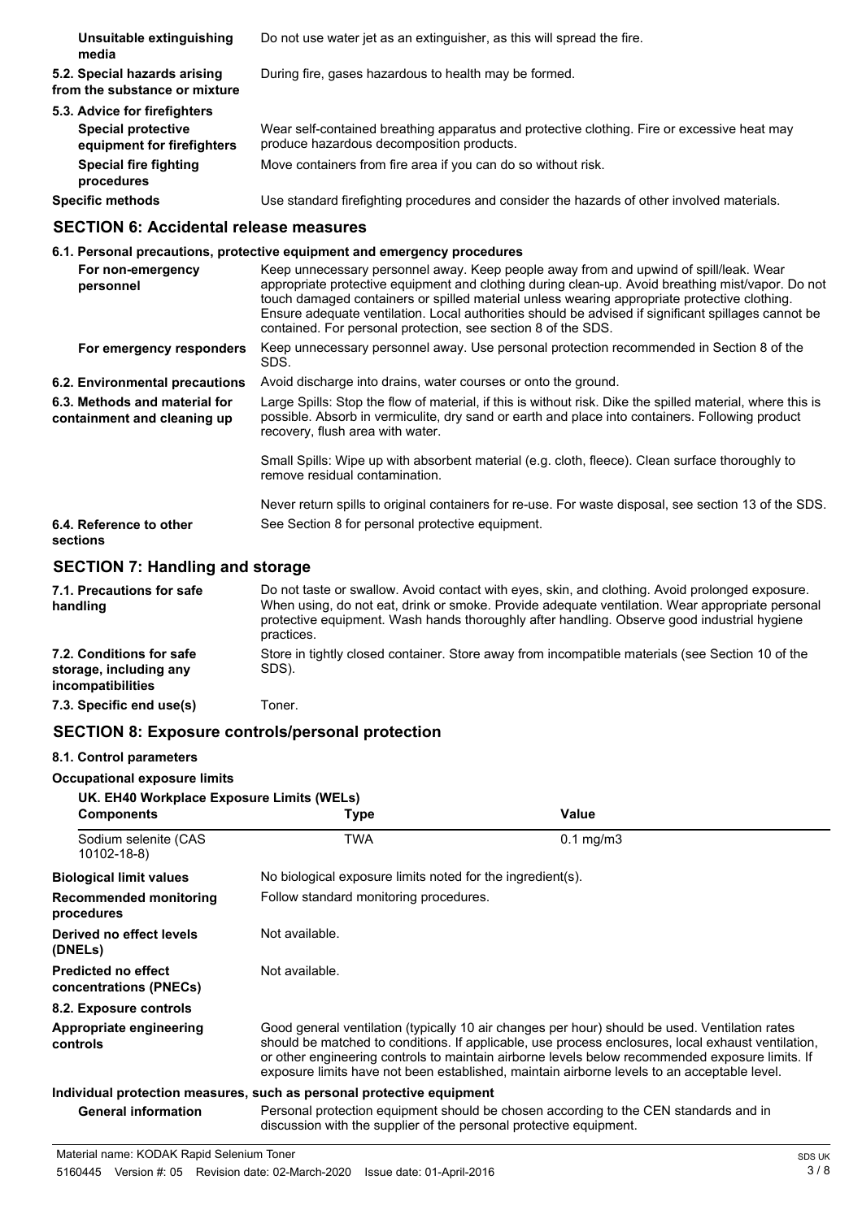| | |
|---|---|
| **Unsuitable extinguishing media** | Do not use water jet as an extinguisher, as this will spread the fire. |
| **5.2. Special hazards arising from the substance or mixture** | During fire, gases hazardous to health may be formed. |
| **5.3. Advice for firefighters** | |
| **Special protective equipment for firefighters** | Wear self-contained breathing apparatus and protective clothing. Fire or excessive heat may produce hazardous decomposition products. |
| **Special fire fighting procedures** | Move containers from fire area if you can do so without risk. |
| **Specific methods** | Use standard firefighting procedures and consider the hazards of other involved materials. |

## SECTION 6: Accidental release measures

**6.1. Personal precautions, protective equipment and emergency procedures**

| | |
|---|---|
| **For non-emergency personnel** | Keep unnecessary personnel away. Keep people away from and upwind of spill/leak. Wear appropriate protective equipment and clothing during clean-up. Avoid breathing mist/vapor. Do not touch damaged containers or spilled material unless wearing appropriate protective clothing. Ensure adequate ventilation. Local authorities should be advised if significant spillages cannot be contained. For personal protection, see section 8 of the SDS. |
| **For emergency responders** | Keep unnecessary personnel away. Use personal protection recommended in Section 8 of the SDS. |
| **6.2. Environmental precautions** | Avoid discharge into drains, water courses or onto the ground. |
| **6.3. Methods and material for containment and cleaning up** | Large Spills: Stop the flow of material, if this is without risk. Dike the spilled material, where this is possible. Absorb in vermiculite, dry sand or earth and place into containers. Following product recovery, flush area with water.<br><br>Small Spills: Wipe up with absorbent material (e.g. cloth, fleece). Clean surface thoroughly to remove residual contamination.<br><br>Never return spills to original containers for re-use. For waste disposal, see section 13 of the SDS. |
| **6.4. Reference to other sections** | See Section 8 for personal protective equipment. |

## SECTION 7: Handling and storage

| | |
|---|---|
| **7.1. Precautions for safe handling** | Do not taste or swallow. Avoid contact with eyes, skin, and clothing. Avoid prolonged exposure. When using, do not eat, drink or smoke. Provide adequate ventilation. Wear appropriate personal protective equipment. Wash hands thoroughly after handling. Observe good industrial hygiene practices. |
| **7.2. Conditions for safe storage, including any incompatibilities** | Store in tightly closed container. Store away from incompatible materials (see Section 10 of the SDS). |
| **7.3. Specific end use(s)** | Toner. |

## SECTION 8: Exposure controls/personal protection

**8.1. Control parameters**

**Occupational exposure limits**

**UK. EH40 Workplace Exposure Limits (WELs)**

| Components | Type | Value |
|---|---|---|
| Sodium selenite (CAS 10102-18-8) | TWA | 0.1 mg/m3 |

| | |
|---|---|
| **Biological limit values** | No biological exposure limits noted for the ingredient(s). |
| **Recommended monitoring procedures** | Follow standard monitoring procedures. |
| **Derived no effect levels (DNELs)** | Not available. |
| **Predicted no effect concentrations (PNECs)** | Not available. |
| **8.2. Exposure controls** | |
| **Appropriate engineering controls** | Good general ventilation (typically 10 air changes per hour) should be used. Ventilation rates should be matched to conditions. If applicable, use process enclosures, local exhaust ventilation, or other engineering controls to maintain airborne levels below recommended exposure limits. If exposure limits have not been established, maintain airborne levels to an acceptable level. |

**Individual protection measures, such as personal protective equipment**

| | |
|---|---|
| **General information** | Personal protection equipment should be chosen according to the CEN standards and in discussion with the supplier of the personal protective equipment. |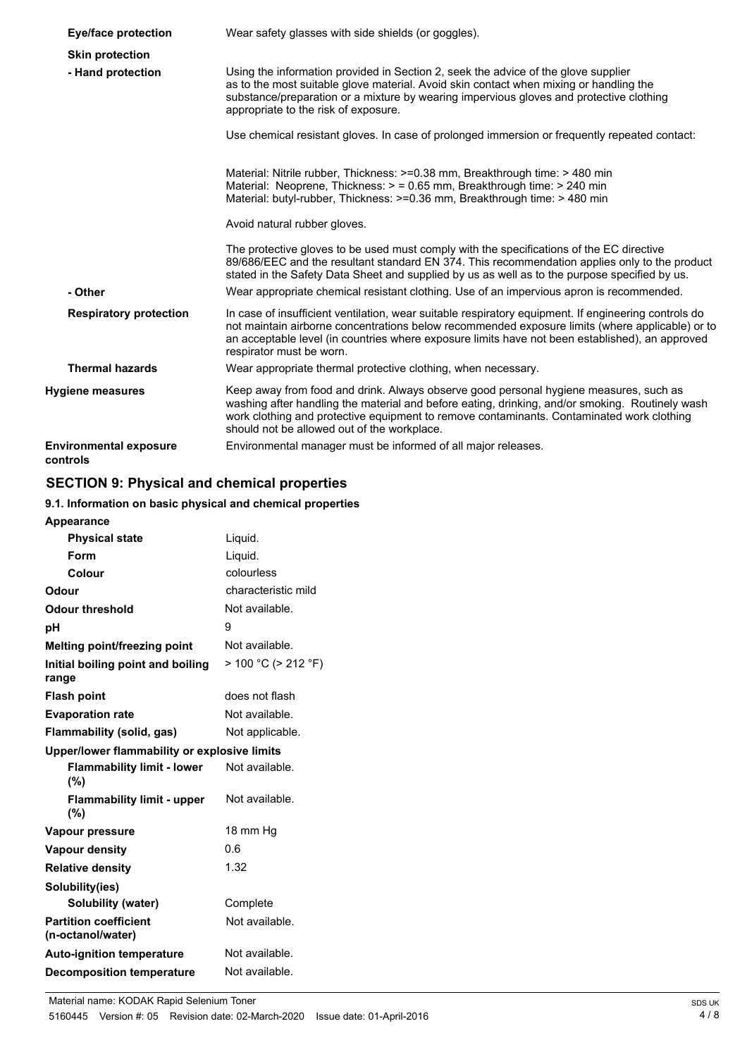| | |
|---|---|
| **Eye/face protection** | Wear safety glasses with side shields (or goggles). |
| **Skin protection** | |
| **- Hand protection** | Using the information provided in Section 2, seek the advice of the glove supplier as to the most suitable glove material. Avoid skin contact when mixing or handling the substance/preparation or a mixture by wearing impervious gloves and protective clothing appropriate to the risk of exposure.<br><br>Use chemical resistant gloves. In case of prolonged immersion or frequently repeated contact:<br><br>Material: Nitrile rubber, Thickness: >=0.38 mm, Breakthrough time: > 480 min<br>Material: Neoprene, Thickness: > = 0.65 mm, Breakthrough time: > 240 min<br>Material: butyl-rubber, Thickness: >=0.36 mm, Breakthrough time: > 480 min<br><br>Avoid natural rubber gloves.<br><br>The protective gloves to be used must comply with the specifications of the EC directive 89/686/EEC and the resultant standard EN 374. This recommendation applies only to the product stated in the Safety Data Sheet and supplied by us as well as to the purpose specified by us. |
| **- Other** | Wear appropriate chemical resistant clothing. Use of an impervious apron is recommended. |
| **Respiratory protection** | In case of insufficient ventilation, wear suitable respiratory equipment. If engineering controls do not maintain airborne concentrations below recommended exposure limits (where applicable) or to an acceptable level (in countries where exposure limits have not been established), an approved respirator must be worn. |
| **Thermal hazards** | Wear appropriate thermal protective clothing, when necessary. |
| **Hygiene measures** | Keep away from food and drink. Always observe good personal hygiene measures, such as washing after handling the material and before eating, drinking, and/or smoking. Routinely wash work clothing and protective equipment to remove contaminants. Contaminated work clothing should not be allowed out of the workplace. |
| **Environmental exposure controls** | Environmental manager must be informed of all major releases. |

## SECTION 9: Physical and chemical properties

### 9.1. Information on basic physical and chemical properties

| | |
|---|---|
| **Appearance** | |
| **Physical state** | Liquid. |
| **Form** | Liquid. |
| **Colour** | colourless |
| **Odour** | characteristic mild |
| **Odour threshold** | Not available. |
| **pH** | 9 |
| **Melting point/freezing point** | Not available. |
| **Initial boiling point and boiling range** | > 100 °C (> 212 °F) |
| **Flash point** | does not flash |
| **Evaporation rate** | Not available. |
| **Flammability (solid, gas)** | Not applicable. |
| **Upper/lower flammability or explosive limits** | |
| **Flammability limit - lower (%)** | Not available. |
| **Flammability limit - upper (%)** | Not available. |
| **Vapour pressure** | 18 mm Hg |
| **Vapour density** | 0.6 |
| **Relative density** | 1.32 |
| **Solubility(ies)** | |
| **Solubility (water)** | Complete |
| **Partition coefficient (n-octanol/water)** | Not available. |
| **Auto-ignition temperature** | Not available. |
| **Decomposition temperature** | Not available. |

Material name: KODAK Rapid Selenium Toner
5160445 Version #: 05 Revision date: 02-March-2020 Issue date: 01-April-2016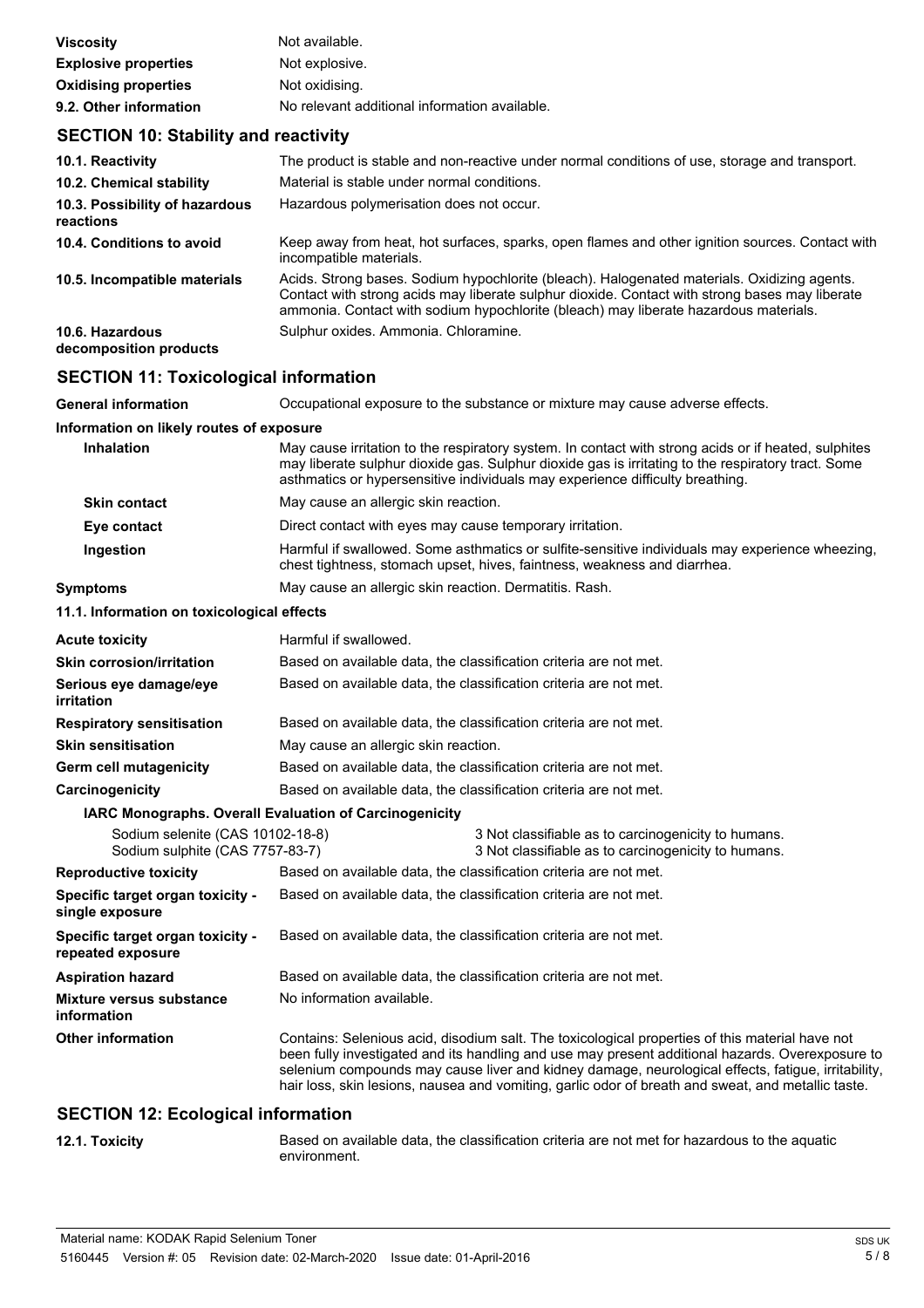| | |
|---|---|
| **Viscosity** | Not available. |
| **Explosive properties** | Not explosive. |
| **Oxidising properties** | Not oxidising. |
| **9.2. Other information** | No relevant additional information available. |

## SECTION 10: Stability and reactivity

| | |
|---|---|
| **10.1. Reactivity** | The product is stable and non-reactive under normal conditions of use, storage and transport. |
| **10.2. Chemical stability** | Material is stable under normal conditions. |
| **10.3. Possibility of hazardous reactions** | Hazardous polymerisation does not occur. |
| **10.4. Conditions to avoid** | Keep away from heat, hot surfaces, sparks, open flames and other ignition sources. Contact with incompatible materials. |
| **10.5. Incompatible materials** | Acids. Strong bases. Sodium hypochlorite (bleach). Halogenated materials. Oxidizing agents. Contact with strong acids may liberate sulphur dioxide. Contact with strong bases may liberate ammonia. Contact with sodium hypochlorite (bleach) may liberate hazardous materials. |
| **10.6. Hazardous decomposition products** | Sulphur oxides. Ammonia. Chloramine. |

## SECTION 11: Toxicological information

| | |
|---|---|
| **General information** | Occupational exposure to the substance or mixture may cause adverse effects. |

**Information on likely routes of exposure**

| | |
|---|---|
| **Inhalation** | May cause irritation to the respiratory system. In contact with strong acids or if heated, sulphites may liberate sulphur dioxide gas. Sulphur dioxide gas is irritating to the respiratory tract. Some asthmatics or hypersensitive individuals may experience difficulty breathing. |
| **Skin contact** | May cause an allergic skin reaction. |
| **Eye contact** | Direct contact with eyes may cause temporary irritation. |
| **Ingestion** | Harmful if swallowed. Some asthmatics or sulfite-sensitive individuals may experience wheezing, chest tightness, stomach upset, hives, faintness, weakness and diarrhea. |
| **Symptoms** | May cause an allergic skin reaction. Dermatitis. Rash. |

**11.1. Information on toxicological effects**

| | |
|---|---|
| **Acute toxicity** | Harmful if swallowed. |
| **Skin corrosion/irritation** | Based on available data, the classification criteria are not met. |
| **Serious eye damage/eye irritation** | Based on available data, the classification criteria are not met. |
| **Respiratory sensitisation** | Based on available data, the classification criteria are not met. |
| **Skin sensitisation** | May cause an allergic skin reaction. |
| **Germ cell mutagenicity** | Based on available data, the classification criteria are not met. |
| **Carcinogenicity** | Based on available data, the classification criteria are not met. |

**IARC Monographs. Overall Evaluation of Carcinogenicity**

| | |
|---|---|
| Sodium selenite (CAS 10102-18-8) | 3 Not classifiable as to carcinogenicity to humans. |
| Sodium sulphite (CAS 7757-83-7) | 3 Not classifiable as to carcinogenicity to humans. |

| | |
|---|---|
| **Reproductive toxicity** | Based on available data, the classification criteria are not met. |
| **Specific target organ toxicity - single exposure** | Based on available data, the classification criteria are not met. |
| **Specific target organ toxicity - repeated exposure** | Based on available data, the classification criteria are not met. |
| **Aspiration hazard** | Based on available data, the classification criteria are not met. |
| **Mixture versus substance information** | No information available. |
| **Other information** | Contains: Selenious acid, disodium salt. The toxicological properties of this material have not been fully investigated and its handling and use may present additional hazards. Overexposure to selenium compounds may cause liver and kidney damage, neurological effects, fatigue, irritability, hair loss, skin lesions, nausea and vomiting, garlic odor of breath and sweat, and metallic taste. |

## SECTION 12: Ecological information

| | |
|---|---|
| **12.1. Toxicity** | Based on available data, the classification criteria are not met for hazardous to the aquatic environment. |

Material name: KODAK Rapid Selenium Toner

5160445 Version #: 05 Revision date: 02-March-2020 Issue date: 01-April-2016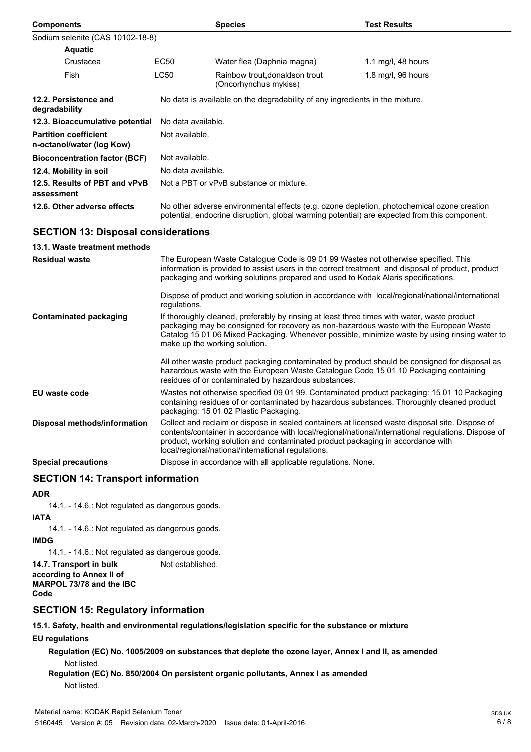| Components | | Species | Test Results |
|---|---|---|---|
| Sodium selenite (CAS 10102-18-8) | | | |
| **Aquatic** | | | |
| Crustacea | EC50 | Water flea (Daphnia magna) | 1.1 mg/l, 48 hours |
| Fish | LC50 | Rainbow trout,donaldson trout (Oncorhynchus mykiss) | 1.8 mg/l, 96 hours |

| | |
|---|---|
| **12.2. Persistence and degradability** | No data is available on the degradability of any ingredients in the mixture. |
| **12.3. Bioaccumulative potential** | No data available. |
| **Partition coefficient n-octanol/water (log Kow)** | Not available. |
| **Bioconcentration factor (BCF)** | Not available. |
| **12.4. Mobility in soil** | No data available. |
| **12.5. Results of PBT and vPvB assessment** | Not a PBT or vPvB substance or mixture. |
| **12.6. Other adverse effects** | No other adverse environmental effects (e.g. ozone depletion, photochemical ozone creation potential, endocrine disruption, global warming potential) are expected from this component. |

## SECTION 13: Disposal considerations

### 13.1. Waste treatment methods

**Residual waste**

The European Waste Catalogue Code is 09 01 99 Wastes not otherwise specified. This information is provided to assist users in the correct treatment and disposal of product, product packaging and working solutions prepared and used to Kodak Alaris specifications.

Dispose of product and working solution in accordance with local/regional/national/international regulations.

**Contaminated packaging**

If thoroughly cleaned, preferably by rinsing at least three times with water, waste product packaging may be consigned for recovery as non-hazardous waste with the European Waste Catalog 15 01 06 Mixed Packaging. Whenever possible, minimize waste by using rinsing water to make up the working solution.

All other waste product packaging contaminated by product should be consigned for disposal as hazardous waste with the European Waste Catalogue Code 15 01 10 Packaging containing residues of or contaminated by hazardous substances.

**EU waste code**

Wastes not otherwise specified 09 01 99. Contaminated product packaging: 15 01 10 Packaging containing residues of or contaminated by hazardous substances. Thoroughly cleaned product packaging: 15 01 02 Plastic Packaging.

**Disposal methods/information**

Collect and reclaim or dispose in sealed containers at licensed waste disposal site. Dispose of contents/container in accordance with local/regional/national/international regulations. Dispose of product, working solution and contaminated product packaging in accordance with local/regional/national/international regulations.

**Special precautions**

Dispose in accordance with all applicable regulations. None.

## SECTION 14: Transport information

**ADR**

14.1. - 14.6.: Not regulated as dangerous goods.

**IATA**

14.1. - 14.6.: Not regulated as dangerous goods.

**IMDG**

14.1. - 14.6.: Not regulated as dangerous goods.

**14.7. Transport in bulk according to Annex II of MARPOL 73/78 and the IBC Code** Not established.

## SECTION 15: Regulatory information

**15.1. Safety, health and environmental regulations/legislation specific for the substance or mixture**

**EU regulations**

**Regulation (EC) No. 1005/2009 on substances that deplete the ozone layer, Annex I and II, as amended**

Not listed.

**Regulation (EC) No. 850/2004 On persistent organic pollutants, Annex I as amended**

Not listed.

Material name: KODAK Rapid Selenium Toner
5160445 Version #: 05 Revision date: 02-March-2020 Issue date: 01-April-2016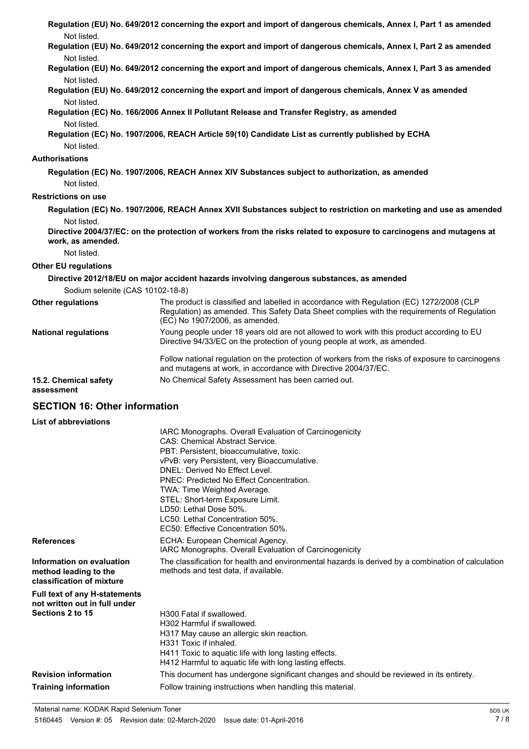**Regulation (EU) No. 649/2012 concerning the export and import of dangerous chemicals, Annex I, Part 1 as amended**

Not listed.

**Regulation (EU) No. 649/2012 concerning the export and import of dangerous chemicals, Annex I, Part 2 as amended**

Not listed.

**Regulation (EU) No. 649/2012 concerning the export and import of dangerous chemicals, Annex I, Part 3 as amended**

Not listed.

**Regulation (EU) No. 649/2012 concerning the export and import of dangerous chemicals, Annex V as amended**

Not listed.

**Regulation (EC) No. 166/2006 Annex II Pollutant Release and Transfer Registry, as amended**

Not listed.

**Regulation (EC) No. 1907/2006, REACH Article 59(10) Candidate List as currently published by ECHA**

Not listed.

**Authorisations**

**Regulation (EC) No. 1907/2006, REACH Annex XIV Substances subject to authorization, as amended**

Not listed.

**Restrictions on use**

**Regulation (EC) No. 1907/2006, REACH Annex XVII Substances subject to restriction on marketing and use as amended**

Not listed.

**Directive 2004/37/EC: on the protection of workers from the risks related to exposure to carcinogens and mutagens at work, as amended.**

Not listed.

**Other EU regulations**

**Directive 2012/18/EU on major accident hazards involving dangerous substances, as amended**

Sodium selenite (CAS 10102-18-8)

**Other regulations**

The product is classified and labelled in accordance with Regulation (EC) 1272/2008 (CLP Regulation) as amended. This Safety Data Sheet complies with the requirements of Regulation (EC) No 1907/2006, as amended.

**National regulations**

Young people under 18 years old are not allowed to work with this product according to EU Directive 94/33/EC on the protection of young people at work, as amended.

Follow national regulation on the protection of workers from the risks of exposure to carcinogens and mutagens at work, in accordance with Directive 2004/37/EC.

**15.2. Chemical safety assessment**

No Chemical Safety Assessment has been carried out.

## SECTION 16: Other information

**List of abbreviations**

IARC Monographs. Overall Evaluation of Carcinogenicity
CAS: Chemical Abstract Service.
PBT: Persistent, bioaccumulative, toxic.
vPvB: very Persistent, very Bioaccumulative.
DNEL: Derived No Effect Level.
PNEC: Predicted No Effect Concentration.
TWA: Time Weighted Average.
STEL: Short-term Exposure Limit.
LD50: Lethal Dose 50%.
LC50: Lethal Concentration 50%.
EC50: Effective Concentration 50%.

**References**

ECHA: European Chemical Agency.
IARC Monographs. Overall Evaluation of Carcinogenicity

**Information on evaluation method leading to the classification of mixture**

The classification for health and environmental hazards is derived by a combination of calculation methods and test data, if available.

**Full text of any H-statements not written out in full under Sections 2 to 15**

H300 Fatal if swallowed.
H302 Harmful if swallowed.
H317 May cause an allergic skin reaction.
H331 Toxic if inhaled.
H411 Toxic to aquatic life with long lasting effects.
H412 Harmful to aquatic life with long lasting effects.

**Revision information**

This document has undergone significant changes and should be reviewed in its entirety.

**Training information**

Follow training instructions when handling this material.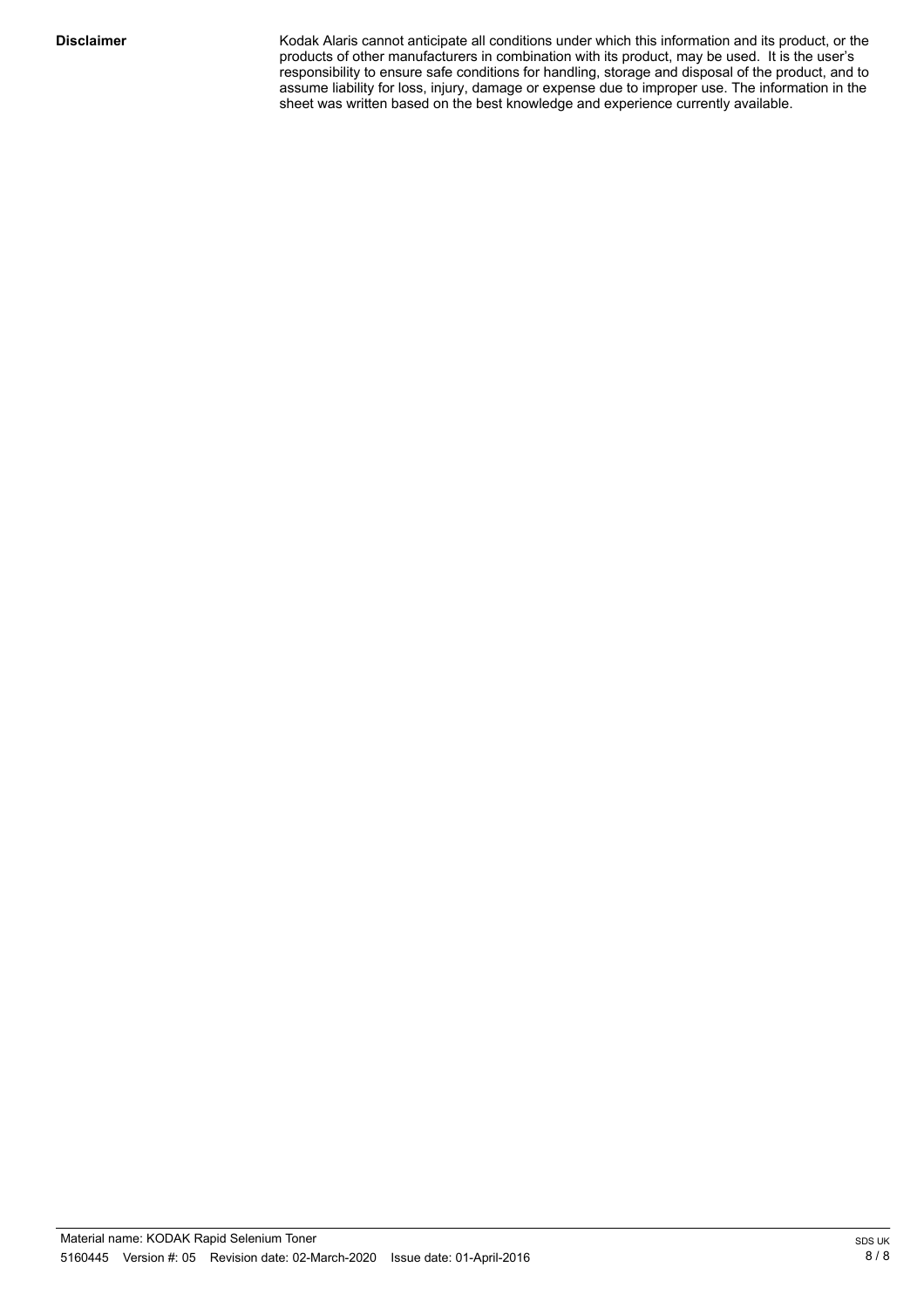**Disclaimer**

Kodak Alaris cannot anticipate all conditions under which this information and its product, or the products of other manufacturers in combination with its product, may be used. It is the user's responsibility to ensure safe conditions for handling, storage and disposal of the product, and to assume liability for loss, injury, damage or expense due to improper use. The information in the sheet was written based on the best knowledge and experience currently available.